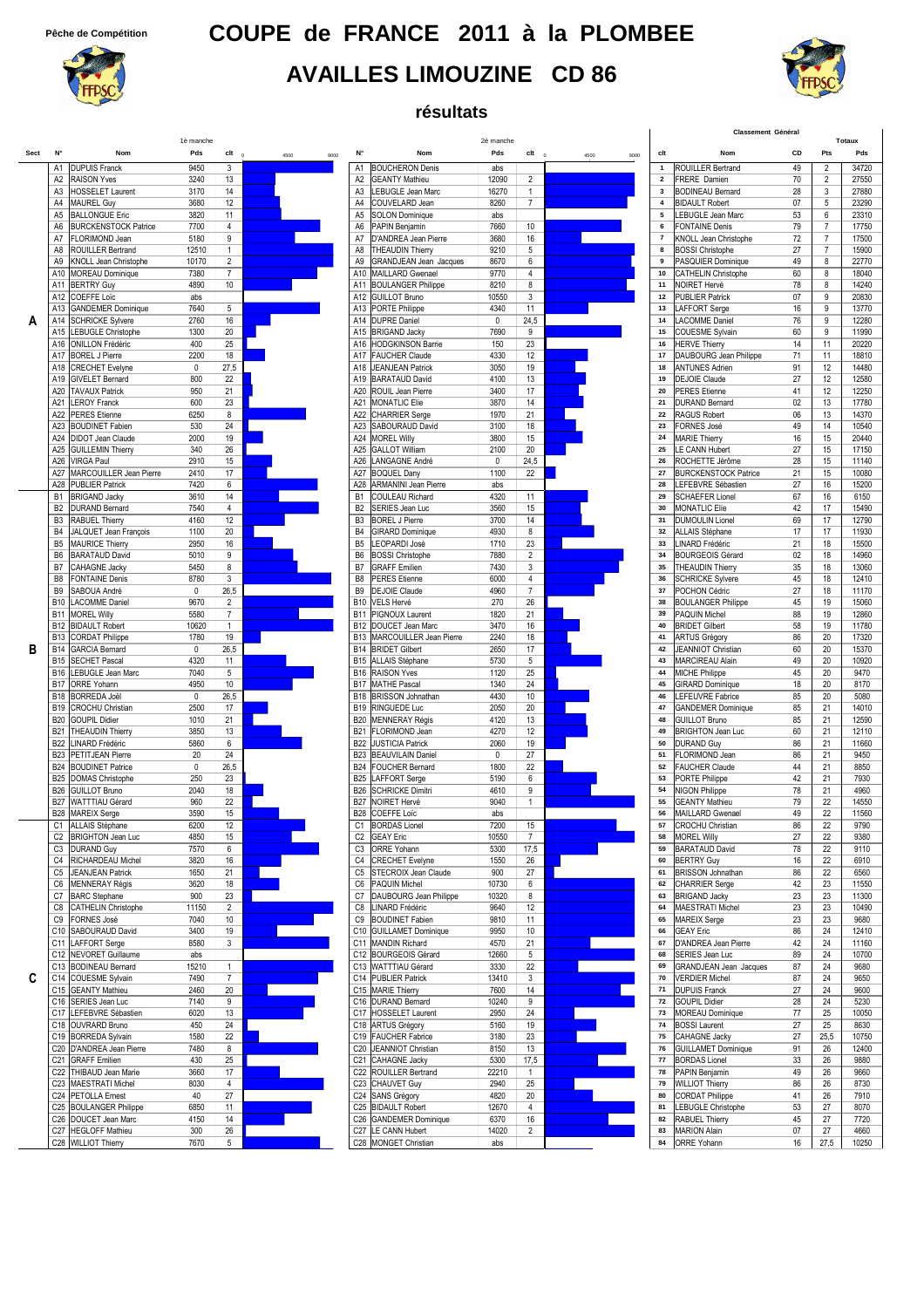Pêche de Compétition

# COUPE de FRANCE 2011 à la PLOMBEE

# AVAILLES LIMOUZINE CD 86

## résultats

### 1è manche

| Sect | N° | Nom | Pds | clt |
|---|---|---|---|---|
| A | A1 | DUPUIS Franck | 9450 | 3 |
| | A2 | RAISON Yves | 3240 | 13 |
| | A3 | HOSSELET Laurent | 3170 | 14 |
| | A4 | MAUREL Guy | 3680 | 12 |
| | A5 | BALLONGUE Eric | 3820 | 11 |
| | A6 | BURCKENSTOCK Patrice | 7700 | 4 |
| | A7 | FLORIMOND Jean | 5180 | 9 |
| | A8 | ROUILLER Bertrand | 12510 | 1 |
| | A9 | KNOLL Jean Christophe | 10170 | 2 |
| | A10 | MOREAU Dominique | 7380 | 7 |
| | A11 | BERTRY Guy | 4890 | 10 |
| | A12 | COEFFE Loïc | abs | |
| | A13 | GANDEMER Dominique | 7640 | 5 |
| | A14 | SCHRICKE Sylvere | 2760 | 16 |
| | A15 | LEBUGLE Christophe | 1300 | 20 |
| | A16 | ONILLON Frédéric | 400 | 25 |
| | A17 | BOREL J Pierre | 2200 | 18 |
| | A18 | CRECHET Evelyne | 0 | 27,5 |
| | A19 | GIVELET Bernard | 800 | 22 |
| | A20 | TAVAUX Patrick | 950 | 21 |
| | A21 | LEROY Franck | 600 | 23 |
| | A22 | PERES Etienne | 6250 | 8 |
| | A23 | BOUDINET Fabien | 530 | 24 |
| | A24 | DIDOT Jean Claude | 2000 | 19 |
| | A25 | GUILLEMIN Thierry | 340 | 26 |
| | A26 | VIRGA Paul | 2910 | 15 |
| | A27 | MARCOUILLER Jean Pierre | 2410 | 17 |
| | A28 | PUBLIER Patrick | 7420 | 6 |
| B | B1 | BRIGAND Jacky | 3610 | 14 |
| | B2 | DURAND Bernard | 7540 | 4 |
| | B3 | RABUEL Thierry | 4160 | 12 |
| | B4 | JALQUET Jean François | 1100 | 20 |
| | B5 | MAURICE Thierry | 2950 | 16 |
| | B6 | BARATAUD David | 5010 | 9 |
| | B7 | CAHAGNE Jacky | 5450 | 8 |
| | B8 | FONTAINE Denis | 8780 | 3 |
| | B9 | SABOUA André | 0 | 26,5 |
| | B10 | LACOMME Daniel | 9670 | 2 |
| | B11 | MOREL Willy | 5580 | 7 |
| | B12 | BIDAULT Robert | 10620 | 1 |
| | B13 | CORDAT Philippe | 1780 | 19 |
| | B14 | GARCIA Bernard | 0 | 26,5 |
| | B15 | SECHET Pascal | 4320 | 11 |
| | B16 | LEBUGLE Jean Marc | 7040 | 5 |
| | B17 | ORRE Yohann | 4950 | 10 |
| | B18 | BORREDA Joël | 0 | 26,5 |
| | B19 | CROCHU Christian | 2500 | 17 |
| | B20 | GOUPIL Didier | 1010 | 21 |
| | B21 | THEAUDIN Thierry | 3850 | 13 |
| | B22 | LINARD Frédéric | 5860 | 6 |
| | B23 | PETITJEAN Pierre | 20 | 24 |
| | B24 | BOUDINET Patrice | 0 | 26,5 |
| | B25 | DOMAS Christophe | 250 | 23 |
| | B26 | GUILLOT Bruno | 2040 | 18 |
| | B27 | WATTTIAU Gérard | 960 | 22 |
| | B28 | MAREIX Serge | 3590 | 15 |
| C | C1 | ALLAIS Stéphane | 6200 | 12 |
| | C2 | BRIGHTON Jean Luc | 4850 | 15 |
| | C3 | DURAND Guy | 7570 | 6 |
| | C4 | RICHARDEAU Michel | 3820 | 16 |
| | C5 | JEANJEAN Patrick | 1650 | 21 |
| | C6 | MENNERAY Régis | 3620 | 18 |
| | C7 | BARC Stephane | 900 | 23 |
| | C8 | CATHELIN Christophe | 11150 | 2 |
| | C9 | FORNES José | 7040 | 10 |
| | C10 | SABOURAUD David | 3400 | 19 |
| | C11 | LAFFORT Serge | 8580 | 3 |
| | C12 | NEVORET Guillaume | abs | |
| | C13 | BODINEAU Bernard | 15210 | 1 |
| | C14 | COUESME Sylvain | 7490 | 7 |
| | C15 | GEANTY Mathieu | 2460 | 20 |
| | C16 | SERIES Jean Luc | 7140 | 9 |
| | C17 | LEFEBVRE Sébastien | 6020 | 13 |
| | C18 | OUVRARD Bruno | 450 | 24 |
| | C19 | BORREDA Sylvain | 1580 | 22 |
| | C20 | D'ANDREA Jean Pierre | 7480 | 8 |
| | C21 | GRAFF Emilien | 430 | 25 |
| | C22 | THIBAUD Jean Marie | 3660 | 17 |
| | C23 | MAESTRATI Michel | 8030 | 4 |
| | C24 | PETOLLA Ernest | 40 | 27 |
| | C25 | BOULANGER Philippe | 6850 | 11 |
| | C26 | DOUCET Jean Marc | 4150 | 14 |
| | C27 | HEGLOFF Mathieu | 300 | 26 |
| | C28 | WILLIOT Thierry | 7670 | 5 |

### 2è manche

| N° | Nom | Pds | clt |
|---|---|---|---|
| A1 | BOUCHERON Denis | abs | |
| A2 | GEANTY Mathieu | 12090 | 2 |
| A3 | LEBUGLE Jean Marc | 16270 | 1 |
| A4 | COUVELARD Jean | 8260 | 7 |
| A5 | SOLON Dominique | abs | |
| A6 | PAPIN Benjamin | 7660 | 10 |
| A7 | D'ANDREA Jean Pierre | 3680 | 16 |
| A8 | THEAUDIN Thierry | 9210 | 5 |
| A9 | GRANDJEAN Jean Jacques | 8670 | 6 |
| A10 | MAILLARD Gwenael | 9770 | 4 |
| A11 | BOULANGER Philippe | 8210 | 8 |
| A12 | GUILLOT Bruno | 10550 | 3 |
| A13 | PORTE Philippe | 4340 | 11 |
| A14 | DUPRE Daniel | 0 | 24,5 |
| A15 | BRIGAND Jacky | 7690 | 9 |
| A16 | HODGKINSON Barrie | 150 | 23 |
| A17 | FAUCHER Claude | 4330 | 12 |
| A18 | JEANJEAN Patrick | 3050 | 19 |
| A19 | BARATAUD David | 4100 | 13 |
| A20 | ROUIL Jean Pierre | 3400 | 17 |
| A21 | MONATLIC Elie | 3870 | 14 |
| A22 | CHARRIER Serge | 1970 | 21 |
| A23 | SABOURAUD David | 3100 | 18 |
| A24 | MOREL Willy | 3800 | 15 |
| A25 | GALLOT William | 2100 | 20 |
| A26 | LANGAGNE André | 0 | 24,5 |
| A27 | BOQUEL Dany | 1100 | 22 |
| A28 | ARMANINI Jean Pierre | abs | |
| B1 | COULEAU Richard | 4320 | 11 |
| B2 | SERIES Jean Luc | 3560 | 15 |
| B3 | BOREL J Pierre | 3700 | 14 |
| B4 | GIRARD Dominique | 4930 | 8 |
| B5 | LEOPARDI José | 1710 | 23 |
| B6 | BOSSI Christophe | 7880 | 2 |
| B7 | GRAFF Emilien | 7430 | 3 |
| B8 | PERES Etienne | 6000 | 4 |
| B9 | DEJOIE Claude | 4960 | 7 |
| B10 | VELS Hervé | 270 | 26 |
| B11 | PIGNOUX Laurent | 1820 | 21 |
| B12 | DOUCET Jean Marc | 3470 | 16 |
| B13 | MARCOUILLER Jean Pierre | 2240 | 18 |
| B14 | BRIDET Gilbert | 2650 | 17 |
| B15 | ALLAIS Stéphane | 5730 | 5 |
| B16 | RAISON Yves | 1120 | 25 |
| B17 | MATHE Pascal | 1340 | 24 |
| B18 | BRISSON Johnathan | 4430 | 10 |
| B19 | RINGUEDE Luc | 2050 | 20 |
| B20 | MENNERAY Régis | 4120 | 13 |
| B21 | FLORIMOND Jean | 4270 | 12 |
| B22 | JUSTICIA Patrick | 2060 | 19 |
| B23 | BEAUVILAIN Daniel | 0 | 27 |
| B24 | FOUCHER Bernard | 1800 | 22 |
| B25 | LAFFORT Serge | 5190 | 6 |
| B26 | SCHRICKE Dimitri | 4610 | 9 |
| B27 | NOIRET Hervé | 9040 | 1 |
| B28 | COEFFE Loïc | abs | |
| C1 | BORDAS Lionel | 7200 | 15 |
| C2 | GEAY Eric | 10550 | 7 |
| C3 | ORRE Yohann | 5300 | 17,5 |
| C4 | CRECHET Evelyne | 1550 | 26 |
| C5 | STECROIX Jean Claude | 900 | 27 |
| C6 | PAQUIN Michel | 10730 | 6 |
| C7 | DAUBOURG Jean Philippe | 10320 | 8 |
| C8 | LINARD Frédéric | 9640 | 12 |
| C9 | BOUDINET Fabien | 9810 | 11 |
| C10 | GUILLAMET Dominique | 9950 | 10 |
| C11 | MANDIN Richard | 4570 | 21 |
| C12 | BOURGEOIS Gérard | 12660 | 5 |
| C13 | WATTTIAU Gérard | 3330 | 22 |
| C14 | PUBLIER Patrick | 13410 | 3 |
| C15 | MARIE Thierry | 7600 | 14 |
| C16 | DURAND Bernard | 10240 | 9 |
| C17 | HOSSELET Laurent | 2950 | 24 |
| C18 | ARTUS Grégory | 5160 | 19 |
| C19 | FAUCHER Fabrice | 3180 | 23 |
| C20 | JEANNIOT Christian | 8150 | 13 |
| C21 | CAHAGNE Jacky | 5300 | 17,5 |
| C22 | ROUILLER Bertrand | 22210 | 1 |
| C23 | CHAUVET Guy | 2940 | 25 |
| C24 | SANS Grégory | 4820 | 20 |
| C25 | BIDAULT Robert | 12670 | 4 |
| C26 | GANDEMER Dominique | 6370 | 16 |
| C27 | LE CANN Hubert | 14020 | 2 |
| C28 | MONGET Christian | abs | |

### Classement Général

| clt | Nom | CD | Totaux Pts | Totaux Pds |
|---|---|---|---|---|
| 1 | ROUILLER Bertrand | 49 | 2 | 34720 |
| 2 | FRERE Damien | 70 | 2 | 27550 |
| 3 | BODINEAU Bernard | 28 | 3 | 27880 |
| 4 | BIDAULT Robert | 07 | 5 | 23290 |
| 5 | LEBUGLE Jean Marc | 53 | 6 | 23310 |
| 6 | FONTAINE Denis | 79 | 7 | 17750 |
| 7 | KNOLL Jean Christophe | 72 | 7 | 17500 |
| 8 | BOSSI Christophe | 27 | 7 | 15900 |
| 9 | PASQUIER Dominique | 49 | 8 | 22770 |
| 10 | CATHELIN Christophe | 60 | 8 | 18040 |
| 11 | NOIRET Hervé | 78 | 8 | 14240 |
| 12 | PUBLIER Patrick | 07 | 9 | 20830 |
| 13 | LAFFORT Serge | 16 | 9 | 13770 |
| 14 | LACOMME Daniel | 76 | 9 | 12280 |
| 15 | COUESME Sylvain | 60 | 9 | 11990 |
| 16 | HERVE Thierry | 14 | 11 | 20220 |
| 17 | DAUBOURG Jean Philippe | 71 | 11 | 18810 |
| 18 | ANTUNES Adrien | 91 | 12 | 14480 |
| 19 | DEJOIE Claude | 27 | 12 | 12580 |
| 20 | PERES Etienne | 41 | 12 | 12250 |
| 21 | DURAND Bernard | 02 | 13 | 17780 |
| 22 | RAGUS Robert | 06 | 13 | 14370 |
| 23 | FORNES José | 49 | 14 | 10540 |
| 24 | MARIE Thierry | 16 | 15 | 20440 |
| 25 | LE CANN Hubert | 27 | 15 | 17150 |
| 26 | ROCHETTE Jérôme | 28 | 15 | 11140 |
| 27 | BURCKENSTOCK Patrice | 21 | 15 | 10080 |
| 28 | LEFEBVRE Sébastien | 27 | 16 | 15200 |
| 29 | SCHAEFER Lionel | 67 | 16 | 6150 |
| 30 | MONATLIC Elie | 42 | 17 | 15490 |
| 31 | DUMOULIN Lionel | 69 | 17 | 12790 |
| 32 | ALLAIS Stéphane | 17 | 17 | 11930 |
| 33 | LINARD Frédéric | 21 | 18 | 15500 |
| 34 | BOURGEOIS Gérard | 02 | 18 | 14960 |
| 35 | THEAUDIN Thierry | 35 | 18 | 13060 |
| 36 | SCHRICKE Sylvere | 45 | 18 | 12410 |
| 37 | POCHON Cédric | 27 | 18 | 11170 |
| 38 | BOULANGER Philippe | 45 | 19 | 15060 |
| 39 | PAQUIN Michel | 88 | 19 | 12860 |
| 40 | BRIDET Gilbert | 58 | 19 | 11780 |
| 41 | ARTUS Grégory | 86 | 20 | 17320 |
| 42 | JEANNIOT Christian | 60 | 20 | 15370 |
| 43 | MARCIREAU Alain | 49 | 20 | 10920 |
| 44 | MICHE Philippe | 45 | 20 | 9470 |
| 45 | GIRARD Dominique | 18 | 20 | 8170 |
| 46 | LEFEUVRE Fabrice | 85 | 20 | 5080 |
| 47 | GANDEMER Dominique | 85 | 21 | 14010 |
| 48 | GUILLOT Bruno | 85 | 21 | 12590 |
| 49 | BRIGHTON Jean Luc | 60 | 21 | 12110 |
| 50 | DURAND Guy | 86 | 21 | 11660 |
| 51 | FLORIMOND Jean | 86 | 21 | 9450 |
| 52 | FAUCHER Claude | 44 | 21 | 8850 |
| 53 | PORTE Philippe | 42 | 21 | 7930 |
| 54 | NIGON Philippe | 78 | 21 | 4960 |
| 55 | GEANTY Mathieu | 79 | 22 | 14550 |
| 56 | MAILLARD Gwenael | 49 | 22 | 11560 |
| 57 | CROCHU Christian | 86 | 22 | 9790 |
| 58 | MOREL Willy | 27 | 22 | 9380 |
| 59 | BARATAUD David | 78 | 22 | 9110 |
| 60 | BERTRY Guy | 16 | 22 | 6910 |
| 61 | BRISSON Johnathan | 86 | 22 | 6560 |
| 62 | CHARRIER Serge | 42 | 23 | 11550 |
| 63 | BRIGAND Jacky | 23 | 23 | 11300 |
| 64 | MAESTRATI Michel | 23 | 23 | 10490 |
| 65 | MAREIX Serge | 23 | 23 | 9680 |
| 66 | GEAY Eric | 86 | 24 | 12410 |
| 67 | D'ANDREA Jean Pierre | 42 | 24 | 11160 |
| 68 | SERIES Jean Luc | 89 | 24 | 10700 |
| 69 | GRANDJEAN Jean Jacques | 87 | 24 | 9680 |
| 70 | VERDIER Michel | 87 | 24 | 9650 |
| 71 | DUPUIS Franck | 27 | 24 | 9600 |
| 72 | GOUPIL Didier | 28 | 24 | 5230 |
| 73 | MOREAU Dominique | 77 | 25 | 10050 |
| 74 | BOSSI Laurent | 27 | 25 | 8630 |
| 75 | CAHAGNE Jacky | 27 | 25,5 | 10750 |
| 76 | GUILLAMET Dominique | 91 | 26 | 12400 |
| 77 | BORDAS Lionel | 33 | 26 | 9880 |
| 78 | PAPIN Benjamin | 49 | 26 | 9660 |
| 79 | WILLIOT Thierry | 86 | 26 | 8730 |
| 80 | CORDAT Philippe | 41 | 26 | 7910 |
| 81 | LEBUGLE Christophe | 53 | 27 | 8070 |
| 82 | RABUEL Thierry | 45 | 27 | 7720 |
| 83 | MARION Alain | 07 | 27 | 4660 |
| 84 | ORRE Yohann | 16 | 27,5 | 10250 |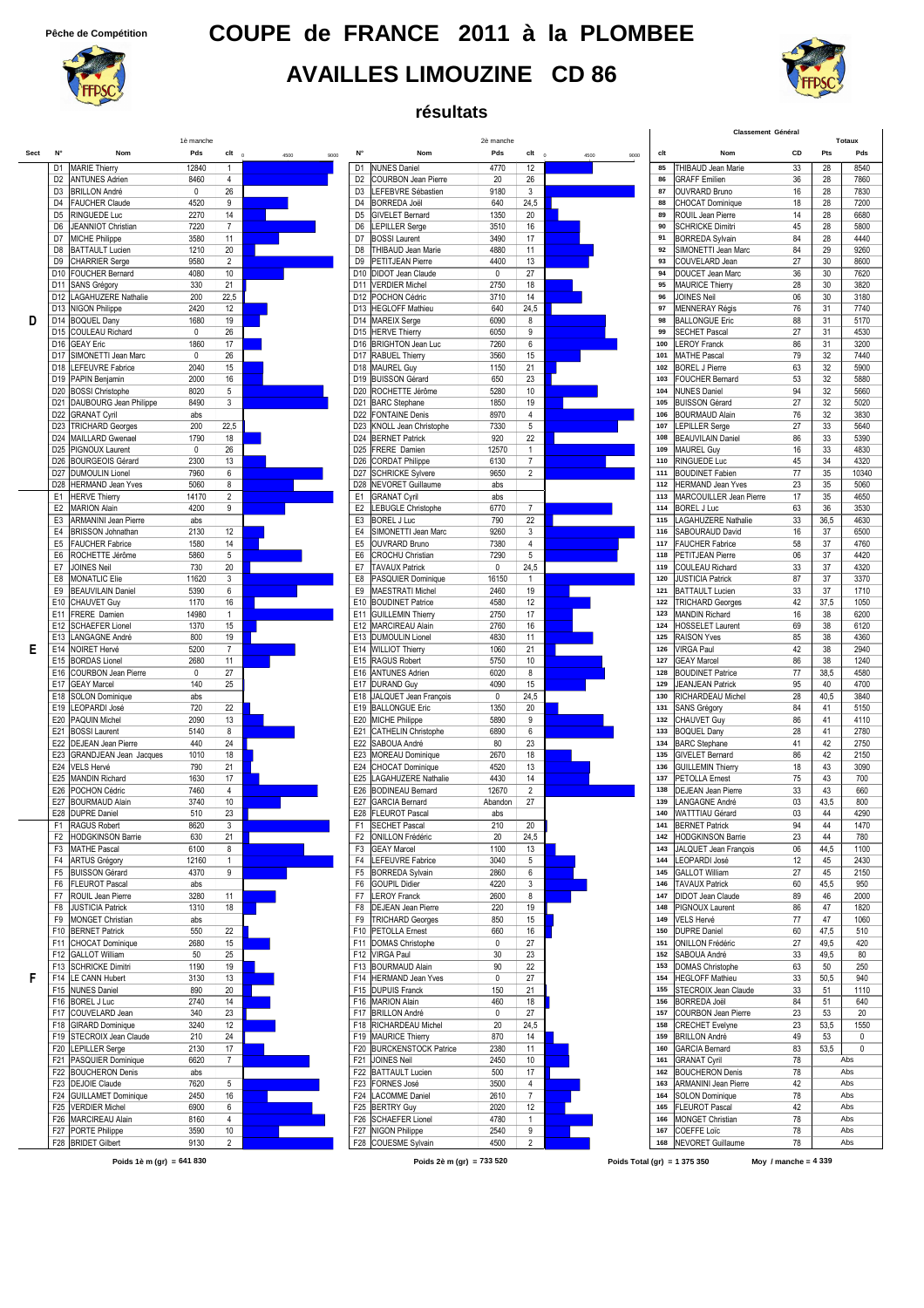Pêche de Compétition

# COUPE de FRANCE 2011 à la PLOMBEE

## AVAILLES LIMOUZINE CD 86

### résultats

**1è manche**

| Sect | N° | Nom | Pds | clt |
|---|---|---|---|---|
| D | D1 | MARIE Thierry | 12840 | 1 |
| | D2 | ANTUNES Adrien | 8460 | 4 |
| | D3 | BRILLON André | 0 | 26 |
| | D4 | FAUCHER Claude | 4520 | 9 |
| | D5 | RINGUEDE Luc | 2270 | 14 |
| | D6 | JEANNIOT Christian | 7220 | 7 |
| | D7 | MICHE Philippe | 3580 | 11 |
| | D8 | BATTAULT Lucien | 1210 | 20 |
| | D9 | CHARRIER Serge | 9580 | 2 |
| | D10 | FOUCHER Bernard | 4080 | 10 |
| | D11 | SANS Grégory | 330 | 21 |
| | D12 | LAGAHUZERE Nathalie | 200 | 22,5 |
| | D13 | NIGON Philippe | 2420 | 12 |
| | D14 | BOQUEL Dany | 1680 | 19 |
| | D15 | COULEAU Richard | 0 | 26 |
| | D16 | GEAY Eric | 1860 | 17 |
| | D17 | SIMONETTI Jean Marc | 0 | 26 |
| | D18 | LEFEUVRE Fabrice | 2040 | 15 |
| | D19 | PAPIN Benjamin | 2000 | 16 |
| | D20 | BOSSI Christophe | 8020 | 5 |
| | D21 | DAUBOURG Jean Philippe | 8490 | 3 |
| | D22 | GRANAT Cyril | abs | |
| | D23 | TRICHARD Georges | 200 | 22,5 |
| | D24 | MAILLARD Gwenael | 1790 | 18 |
| | D25 | PIGNOUX Laurent | 0 | 26 |
| | D26 | BOURGEOIS Gérard | 2300 | 13 |
| | D27 | DUMOULIN Lionel | 7960 | 6 |
| | D28 | HERMAND Jean Yves | 5060 | 8 |
| E | E1 | HERVE Thierry | 14170 | 2 |
| | E2 | MARION Alain | 4200 | 9 |
| | E3 | ARMANINI Jean Pierre | abs | |
| | E4 | BRISSON Johnathan | 2130 | 12 |
| | E5 | FAUCHER Fabrice | 1580 | 14 |
| | E6 | ROCHETTE Jérôme | 5860 | 5 |
| | E7 | JOINES Neil | 730 | 20 |
| | E8 | MONATLIC Elie | 11620 | 3 |
| | E9 | BEAUVILAIN Daniel | 5390 | 6 |
| | E10 | CHAUVET Guy | 1170 | 16 |
| | E11 | FRERE Damien | 14980 | 1 |
| | E12 | SCHAEFER Lionel | 1370 | 15 |
| | E13 | LANGAGNE André | 800 | 19 |
| | E14 | NOIRET Hervé | 5200 | 7 |
| | E15 | BORDAS Lionel | 2680 | 11 |
| | E16 | COURBON Jean Pierre | 0 | 27 |
| | E17 | GEAY Marcel | 140 | 25 |
| | E18 | SOLON Dominique | abs | |
| | E19 | LEOPARDI José | 720 | 22 |
| | E20 | PAQUIN Michel | 2090 | 13 |
| | E21 | BOSSI Laurent | 5140 | 8 |
| | E22 | DEJEAN Jean Pierre | 440 | 24 |
| | E23 | GRANDJEAN Jean Jacques | 1010 | 18 |
| | E24 | VELS Hervé | 790 | 21 |
| | E25 | MANDIN Richard | 1630 | 17 |
| | E26 | POCHON Cédric | 7460 | 4 |
| | E27 | BOURMAUD Alain | 3740 | 10 |
| | E28 | DUPRE Daniel | 510 | 23 |
| F | F1 | RAGUS Robert | 8620 | 3 |
| | F2 | HODGKINSON Barrie | 630 | 21 |
| | F3 | MATHE Pascal | 6100 | 8 |
| | F4 | ARTUS Grégory | 12160 | 1 |
| | F5 | BUISSON Gérard | 4370 | 9 |
| | F6 | FLEUROT Pascal | abs | |
| | F7 | ROUIL Jean Pierre | 3280 | 11 |
| | F8 | JUSTICIA Patrick | 1310 | 18 |
| | F9 | MONGET Christian | abs | |
| | F10 | BERNET Patrick | 550 | 22 |
| | F11 | CHOCAT Dominique | 2680 | 15 |
| | F12 | GALLOT William | 50 | 25 |
| | F13 | SCHRICKE Dimitri | 1190 | 19 |
| | F14 | LE CANN Hubert | 3130 | 13 |
| | F15 | NUNES Daniel | 890 | 20 |
| | F16 | BOREL J Luc | 2740 | 14 |
| | F17 | COUVELARD Jean | 340 | 23 |
| | F18 | GIRARD Dominique | 3240 | 12 |
| | F19 | STECROIX Jean Claude | 210 | 24 |
| | F20 | LEPILLER Serge | 2130 | 17 |
| | F21 | PASQUIER Dominique | 6620 | 7 |
| | F22 | BOUCHERON Denis | abs | |
| | F23 | DEJOIE Claude | 7620 | 5 |
| | F24 | GUILLAMET Dominique | 2450 | 16 |
| | F25 | VERDIER Michel | 6900 | 6 |
| | F26 | MARCIREAU Alain | 8160 | 4 |
| | F27 | PORTE Philippe | 3590 | 10 |
| | F28 | BRIDET Gilbert | 9130 | 2 |

**2è manche**

| N° | Nom | Pds | clt |
|---|---|---|---|
| D1 | NUNES Daniel | 4770 | 12 |
| D2 | COURBON Jean Pierre | 20 | 26 |
| D3 | LEFEBVRE Sébastien | 9180 | 3 |
| D4 | BORREDA Joël | 640 | 24,5 |
| D5 | GIVELET Bernard | 1350 | 20 |
| D6 | LEPILLER Serge | 3510 | 16 |
| D7 | BOSSI Laurent | 3490 | 17 |
| D8 | THIBAUD Jean Marie | 4880 | 11 |
| D9 | PETITJEAN Pierre | 4400 | 13 |
| D10 | DIDOT Jean Claude | 0 | 27 |
| D11 | VERDIER Michel | 2750 | 18 |
| D12 | POCHON Cédric | 3710 | 14 |
| D13 | HEGLOFF Mathieu | 640 | 24,5 |
| D14 | MAREIX Serge | 6090 | 8 |
| D15 | HERVE Thierry | 6050 | 9 |
| D16 | BRIGHTON Jean Luc | 7260 | 6 |
| D17 | RABUEL Thierry | 3560 | 15 |
| D18 | MAUREL Guy | 1150 | 21 |
| D19 | BUISSON Gérard | 650 | 23 |
| D20 | ROCHETTE Jérôme | 5280 | 10 |
| D21 | BARC Stephane | 1850 | 19 |
| D22 | FONTAINE Denis | 8970 | 4 |
| D23 | KNOLL Jean Christophe | 7330 | 5 |
| D24 | BERNET Patrick | 920 | 22 |
| D25 | FRERE Damien | 12570 | 1 |
| D26 | CORDAT Philippe | 6130 | 7 |
| D27 | SCHRICKE Sylvere | 9650 | 2 |
| D28 | NEVORET Guillaume | abs | |
| E1 | GRANAT Cyril | abs | |
| E2 | LEBUGLE Christophe | 6770 | 7 |
| E3 | BOREL J Luc | 790 | 22 |
| E4 | SIMONETTI Jean Marc | 9260 | 3 |
| E5 | OUVRARD Bruno | 7380 | 4 |
| E6 | CROCHU Christian | 7290 | 5 |
| E7 | TAVAUX Patrick | 0 | 24,5 |
| E8 | PASQUIER Dominique | 16150 | 1 |
| E9 | MAESTRATI Michel | 2460 | 19 |
| E10 | BOUDINET Patrice | 4580 | 12 |
| E11 | GUILLEMIN Thierry | 2750 | 17 |
| E12 | MARCIREAU Alain | 2760 | 16 |
| E13 | DUMOULIN Lionel | 4830 | 11 |
| E14 | WILLIOT Thierry | 1060 | 21 |
| E15 | RAGUS Robert | 5750 | 10 |
| E16 | ANTUNES Adrien | 6020 | 8 |
| E17 | DURAND Guy | 4090 | 15 |
| E18 | JALQUET Jean François | 0 | 24,5 |
| E19 | BALLONGUE Eric | 1350 | 20 |
| E20 | MICHE Philippe | 5890 | 9 |
| E21 | CATHELIN Christophe | 6890 | 6 |
| E22 | SABOUA André | 80 | 23 |
| E23 | MOREAU Dominique | 2670 | 18 |
| E24 | CHOCAT Dominique | 4520 | 13 |
| E25 | LAGAHUZERE Nathalie | 4430 | 14 |
| E26 | BODINEAU Bernard | 12670 | 2 |
| E27 | GARCIA Bernard | Abandon | 27 |
| E28 | FLEUROT Pascal | abs | |
| F1 | SECHET Pascal | 210 | 20 |
| F2 | ONILLON Frédéric | 20 | 24,5 |
| F3 | GEAY Marcel | 1100 | 13 |
| F4 | LEFEUVRE Fabrice | 3040 | 5 |
| F5 | BORREDA Sylvain | 2860 | 6 |
| F6 | GOUPIL Didier | 4220 | 3 |
| F7 | LEROY Franck | 2600 | 8 |
| F8 | DEJEAN Jean Pierre | 220 | 19 |
| F9 | TRICHARD Georges | 850 | 15 |
| F10 | PETOLLA Ernest | 660 | 16 |
| F11 | DOMAS Christophe | 0 | 27 |
| F12 | VIRGA Paul | 30 | 23 |
| F13 | BOURMAUD Alain | 90 | 22 |
| F14 | HERMAND Jean Yves | 0 | 27 |
| F15 | DUPUIS Franck | 150 | 21 |
| F16 | MARION Alain | 460 | 18 |
| F17 | BRILLON André | 0 | 27 |
| F18 | RICHARDEAU Michel | 20 | 24,5 |
| F19 | MAURICE Thierry | 870 | 14 |
| F20 | BURCKENSTOCK Patrice | 2380 | 11 |
| F21 | JOINES Neil | 2450 | 10 |
| F22 | BATTAULT Lucien | 500 | 17 |
| F23 | FORNES José | 3500 | 4 |
| F24 | LACOMME Daniel | 2610 | 7 |
| F25 | BERTRY Guy | 2020 | 12 |
| F26 | SCHAEFER Lionel | 4780 | 1 |
| F27 | NIGON Philippe | 2540 | 9 |
| F28 | COUESME Sylvain | 4500 | 2 |

**Classement Général**

| clt | Nom | CD | Totaux Pts | Totaux Pds |
|---|---|---|---|---|
| 85 | THIBAUD Jean Marie | 33 | 28 | 8540 |
| 86 | GRAFF Emilien | 36 | 28 | 7860 |
| 87 | OUVRARD Bruno | 16 | 28 | 7830 |
| 88 | CHOCAT Dominique | 18 | 28 | 7200 |
| 89 | ROUIL Jean Pierre | 14 | 28 | 6680 |
| 90 | SCHRICKE Dimitri | 45 | 28 | 5800 |
| 91 | BORREDA Sylvain | 84 | 28 | 4440 |
| 92 | SIMONETTI Jean Marc | 84 | 29 | 9260 |
| 93 | COUVELARD Jean | 27 | 30 | 8600 |
| 94 | DOUCET Jean Marc | 36 | 30 | 7620 |
| 95 | MAURICE Thierry | 28 | 30 | 3820 |
| 96 | JOINES Neil | 06 | 30 | 3180 |
| 97 | MENNERAY Régis | 76 | 31 | 7740 |
| 98 | BALLONGUE Eric | 88 | 31 | 5170 |
| 99 | SECHET Pascal | 27 | 31 | 4530 |
| 100 | LEROY Franck | 86 | 31 | 3200 |
| 101 | MATHE Pascal | 79 | 32 | 7440 |
| 102 | BOREL J Pierre | 63 | 32 | 5900 |
| 103 | FOUCHER Bernard | 53 | 32 | 5880 |
| 104 | NUNES Daniel | 94 | 32 | 5660 |
| 105 | BUISSON Gérard | 27 | 32 | 5020 |
| 106 | BOURMAUD Alain | 76 | 32 | 3830 |
| 107 | LEPILLER Serge | 27 | 33 | 5640 |
| 108 | BEAUVILAIN Daniel | 86 | 33 | 5390 |
| 109 | MAUREL Guy | 16 | 33 | 4830 |
| 110 | RINGUEDE Luc | 45 | 34 | 4320 |
| 111 | BOUDINET Fabien | 77 | 35 | 10340 |
| 112 | HERMAND Jean Yves | 23 | 35 | 5060 |
| 113 | MARCOUILLER Jean Pierre | 17 | 35 | 4650 |
| 114 | BOREL J Luc | 63 | 36 | 3530 |
| 115 | LAGAHUZERE Nathalie | 33 | 36,5 | 4630 |
| 116 | SABOURAUD David | 16 | 37 | 6500 |
| 117 | FAUCHER Fabrice | 58 | 37 | 4760 |
| 118 | PETITJEAN Pierre | 06 | 37 | 4420 |
| 119 | COULEAU Richard | 33 | 37 | 4320 |
| 120 | JUSTICIA Patrick | 87 | 37 | 3370 |
| 121 | BATTAULT Lucien | 33 | 37 | 1710 |
| 122 | TRICHARD Georges | 42 | 37,5 | 1050 |
| 123 | MANDIN Richard | 16 | 38 | 6200 |
| 124 | HOSSELET Laurent | 69 | 38 | 6120 |
| 125 | RAISON Yves | 85 | 38 | 4360 |
| 126 | VIRGA Paul | 42 | 38 | 2940 |
| 127 | GEAY Marcel | 86 | 38 | 1240 |
| 128 | BOUDINET Patrice | 77 | 38,5 | 4580 |
| 129 | JEANJEAN Patrick | 95 | 40 | 4700 |
| 130 | RICHARDEAU Michel | 28 | 40,5 | 3840 |
| 131 | SANS Grégory | 84 | 41 | 5150 |
| 132 | CHAUVET Guy | 86 | 41 | 4110 |
| 133 | BOQUEL Dany | 28 | 41 | 2780 |
| 134 | BARC Stephane | 41 | 42 | 2750 |
| 135 | GIVELET Bernard | 86 | 42 | 2150 |
| 136 | GUILLEMIN Thierry | 18 | 43 | 3090 |
| 137 | PETOLLA Ernest | 75 | 43 | 700 |
| 138 | DEJEAN Jean Pierre | 33 | 43 | 660 |
| 139 | LANGAGNE André | 03 | 43,5 | 800 |
| 140 | WATTTIAU Gérard | 03 | 44 | 4290 |
| 141 | BERNET Patrick | 94 | 44 | 1470 |
| 142 | HODGKINSON Barrie | 23 | 44 | 780 |
| 143 | JALQUET Jean François | 06 | 44,5 | 1100 |
| 144 | LEOPARDI José | 12 | 45 | 2430 |
| 145 | GALLOT William | 27 | 45 | 2150 |
| 146 | TAVAUX Patrick | 60 | 45,5 | 950 |
| 147 | DIDOT Jean Claude | 89 | 46 | 2000 |
| 148 | PIGNOUX Laurent | 86 | 47 | 1820 |
| 149 | VELS Hervé | 77 | 47 | 1060 |
| 150 | DUPRE Daniel | 60 | 47,5 | 510 |
| 151 | ONILLON Frédéric | 27 | 49,5 | 420 |
| 152 | SABOUA André | 33 | 49,5 | 80 |
| 153 | DOMAS Christophe | 63 | 50 | 250 |
| 154 | HEGLOFF Mathieu | 33 | 50,5 | 940 |
| 155 | STECROIX Jean Claude | 33 | 51 | 1110 |
| 156 | BORREDA Joël | 84 | 51 | 640 |
| 157 | COURBON Jean Pierre | 23 | 53 | 20 |
| 158 | CRECHET Evelyne | 23 | 53,5 | 1550 |
| 159 | BRILLON André | 49 | 53 | 0 |
| 160 | GARCIA Bernard | 83 | 53,5 | 0 |
| 161 | GRANAT Cyril | 78 | Abs | |
| 162 | BOUCHERON Denis | 78 | Abs | |
| 163 | ARMANINI Jean Pierre | 42 | Abs | |
| 164 | SOLON Dominique | 78 | Abs | |
| 165 | FLEUROT Pascal | 42 | Abs | |
| 166 | MONGET Christian | 78 | Abs | |
| 167 | COEFFE Loïc | 78 | Abs | |
| 168 | NEVORET Guillaume | 78 | Abs | |

Poids 1è m (gr) = 641 830

Poids 2è m (gr) = 733 520

Poids Total (gr) = 1 375 350

Moy / manche = 4 339